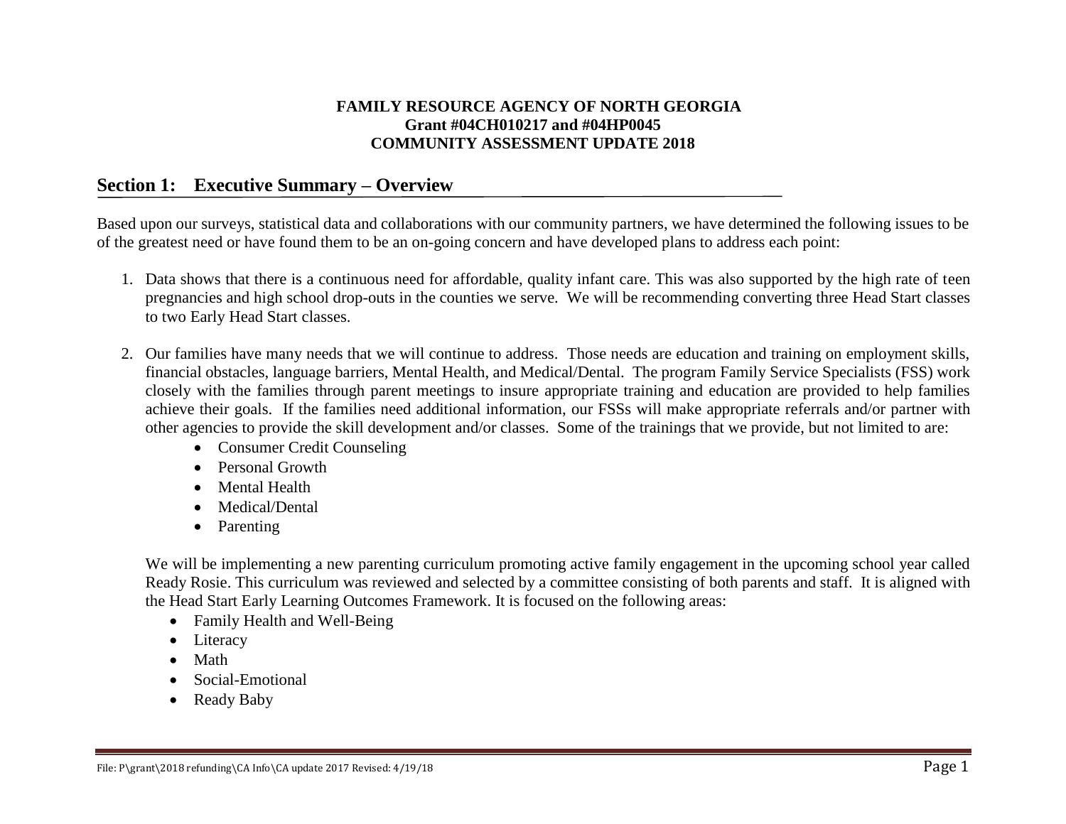**FAMILY RESOURCE AGENCY OF NORTH GEORGIA**
**Grant #04CH010217 and #04HP0045**
**COMMUNITY ASSESSMENT UPDATE 2018**

## Section 1: Executive Summary – Overview

Based upon our surveys, statistical data and collaborations with our community partners, we have determined the following issues to be of the greatest need or have found them to be an on-going concern and have developed plans to address each point:

1. Data shows that there is a continuous need for affordable, quality infant care. This was also supported by the high rate of teen pregnancies and high school drop-outs in the counties we serve. We will be recommending converting three Head Start classes to two Early Head Start classes.

2. Our families have many needs that we will continue to address. Those needs are education and training on employment skills, financial obstacles, language barriers, Mental Health, and Medical/Dental. The program Family Service Specialists (FSS) work closely with the families through parent meetings to insure appropriate training and education are provided to help families achieve their goals. If the families need additional information, our FSSs will make appropriate referrals and/or partner with other agencies to provide the skill development and/or classes. Some of the trainings that we provide, but not limited to are:
   - Consumer Credit Counseling
   - Personal Growth
   - Mental Health
   - Medical/Dental
   - Parenting

   We will be implementing a new parenting curriculum promoting active family engagement in the upcoming school year called Ready Rosie. This curriculum was reviewed and selected by a committee consisting of both parents and staff. It is aligned with the Head Start Early Learning Outcomes Framework. It is focused on the following areas:
   - Family Health and Well-Being
   - Literacy
   - Math
   - Social-Emotional
   - Ready Baby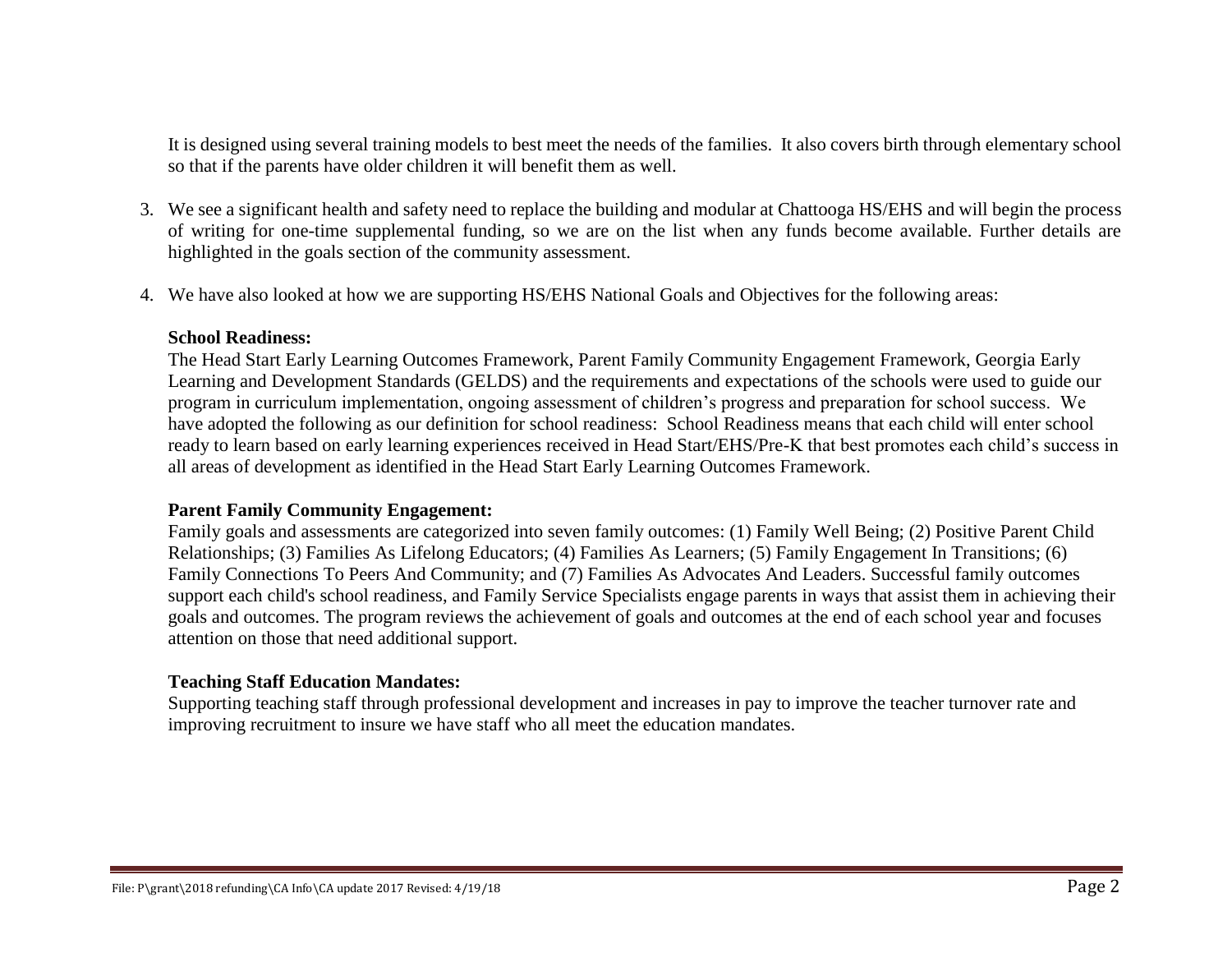It is designed using several training models to best meet the needs of the families. It also covers birth through elementary school so that if the parents have older children it will benefit them as well.

3. We see a significant health and safety need to replace the building and modular at Chattooga HS/EHS and will begin the process of writing for one-time supplemental funding, so we are on the list when any funds become available. Further details are highlighted in the goals section of the community assessment.

4. We have also looked at how we are supporting HS/EHS National Goals and Objectives for the following areas:

   **School Readiness:**
   The Head Start Early Learning Outcomes Framework, Parent Family Community Engagement Framework, Georgia Early Learning and Development Standards (GELDS) and the requirements and expectations of the schools were used to guide our program in curriculum implementation, ongoing assessment of children's progress and preparation for school success. We have adopted the following as our definition for school readiness: School Readiness means that each child will enter school ready to learn based on early learning experiences received in Head Start/EHS/Pre-K that best promotes each child's success in all areas of development as identified in the Head Start Early Learning Outcomes Framework.

   **Parent Family Community Engagement:**
   Family goals and assessments are categorized into seven family outcomes: (1) Family Well Being; (2) Positive Parent Child Relationships; (3) Families As Lifelong Educators; (4) Families As Learners; (5) Family Engagement In Transitions; (6) Family Connections To Peers And Community; and (7) Families As Advocates And Leaders. Successful family outcomes support each child's school readiness, and Family Service Specialists engage parents in ways that assist them in achieving their goals and outcomes. The program reviews the achievement of goals and outcomes at the end of each school year and focuses attention on those that need additional support.

   **Teaching Staff Education Mandates:**
   Supporting teaching staff through professional development and increases in pay to improve the teacher turnover rate and improving recruitment to insure we have staff who all meet the education mandates.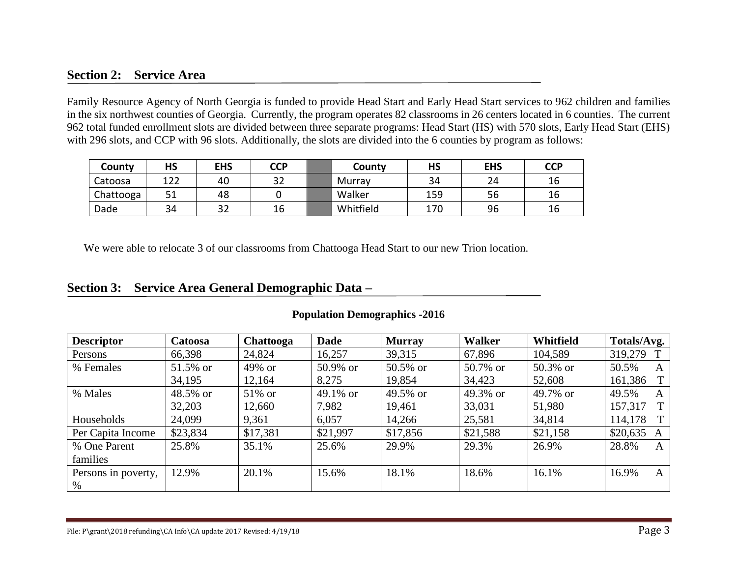## Section 2: Service Area

Family Resource Agency of North Georgia is funded to provide Head Start and Early Head Start services to 962 children and families in the six northwest counties of Georgia. Currently, the program operates 82 classrooms in 26 centers located in 6 counties. The current 962 total funded enrollment slots are divided between three separate programs: Head Start (HS) with 570 slots, Early Head Start (EHS) with 296 slots, and CCP with 96 slots. Additionally, the slots are divided into the 6 counties by program as follows:

| County | HS | EHS | CCP | | County | HS | EHS | CCP |
|---|---|---|---|---|---|---|---|---|
| Catoosa | 122 | 40 | 32 | | Murray | 34 | 24 | 16 |
| Chattooga | 51 | 48 | 0 | | Walker | 159 | 56 | 16 |
| Dade | 34 | 32 | 16 | | Whitfield | 170 | 96 | 16 |

We were able to relocate 3 of our classrooms from Chattooga Head Start to our new Trion location.

## Section 3: Service Area General Demographic Data –

**Population Demographics -2016**

| Descriptor | Catoosa | Chattooga | Dade | Murray | Walker | Whitfield | Totals/Avg. |
|---|---|---|---|---|---|---|---|
| Persons | 66,398 | 24,824 | 16,257 | 39,315 | 67,896 | 104,589 | 319,279 T |
| % Females | 51.5% or 34,195 | 49% or 12,164 | 50.9% or 8,275 | 50.5% or 19,854 | 50.7% or 34,423 | 50.3% or 52,608 | 50.5% A 161,386 T |
| % Males | 48.5% or 32,203 | 51% or 12,660 | 49.1% or 7,982 | 49.5% or 19,461 | 49.3% or 33,031 | 49.7% or 51,980 | 49.5% A 157,317 T |
| Households | 24,099 | 9,361 | 6,057 | 14,266 | 25,581 | 34,814 | 114,178 T |
| Per Capita Income | $23,834 | $17,381 | $21,997 | $17,856 | $21,588 | $21,158 | $20,635 A |
| % One Parent families | 25.8% | 35.1% | 25.6% | 29.9% | 29.3% | 26.9% | 28.8% A |
| Persons in poverty, % | 12.9% | 20.1% | 15.6% | 18.1% | 18.6% | 16.1% | 16.9% A |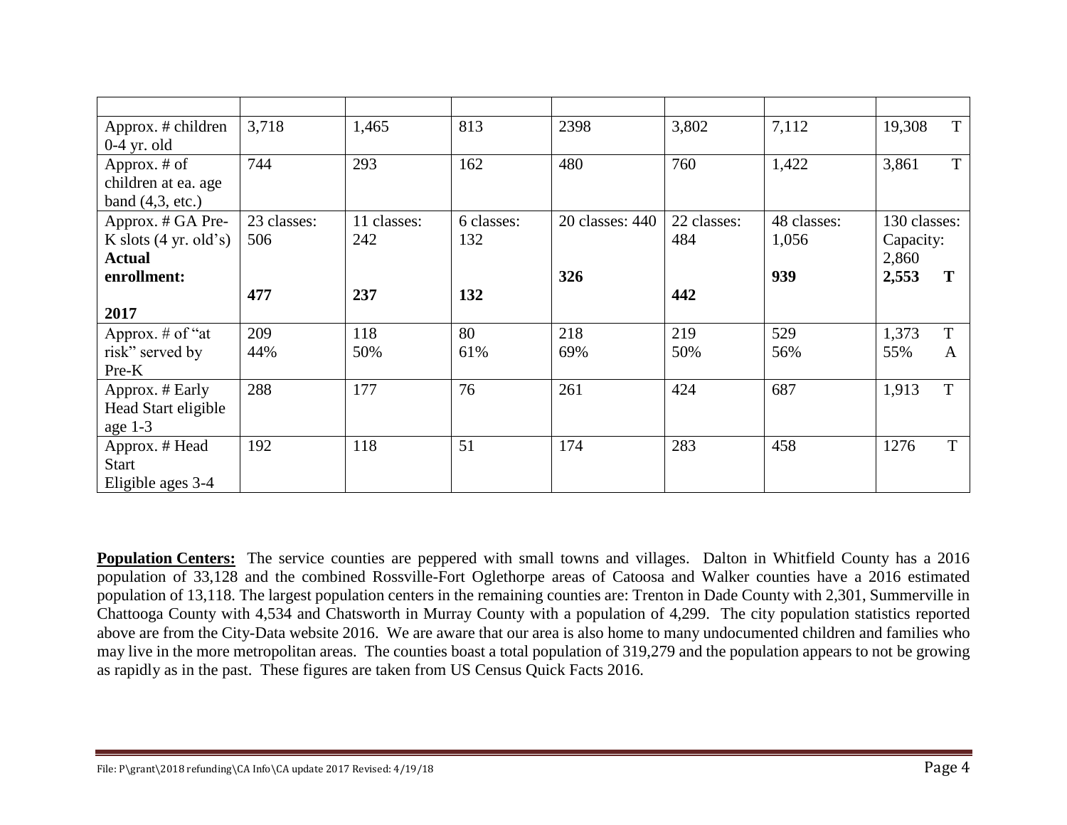| | | | | | | | |
|---|---|---|---|---|---|---|---|
| Approx. # children 0-4 yr. old | 3,718 | 1,465 | 813 | 2398 | 3,802 | 7,112 | 19,308 T |
| Approx. # of children at ea. age band (4,3, etc.) | 744 | 293 | 162 | 480 | 760 | 1,422 | 3,861 T |
| Approx. # GA Pre-K slots (4 yr. old's) **Actual enrollment:** **2017** | 23 classes: 506 **477** | 11 classes: 242 **237** | 6 classes: 132 **132** | 20 classes: 440 **326** | 22 classes: 484 **442** | 48 classes: 1,056 **939** | 130 classes: Capacity: 2,860 **2,553 T** |
| Approx. # of "at risk" served by Pre-K | 209 44% | 118 50% | 80 61% | 218 69% | 219 50% | 529 56% | 1,373 T 55% A |
| Approx. # Early Head Start eligible age 1-3 | 288 | 177 | 76 | 261 | 424 | 687 | 1,913 T |
| Approx. # Head Start Eligible ages 3-4 | 192 | 118 | 51 | 174 | 283 | 458 | 1276 T |

**Population Centers:** The service counties are peppered with small towns and villages. Dalton in Whitfield County has a 2016 population of 33,128 and the combined Rossville-Fort Oglethorpe areas of Catoosa and Walker counties have a 2016 estimated population of 13,118. The largest population centers in the remaining counties are: Trenton in Dade County with 2,301, Summerville in Chattooga County with 4,534 and Chatsworth in Murray County with a population of 4,299. The city population statistics reported above are from the City-Data website 2016. We are aware that our area is also home to many undocumented children and families who may live in the more metropolitan areas. The counties boast a total population of 319,279 and the population appears to not be growing as rapidly as in the past. These figures are taken from US Census Quick Facts 2016.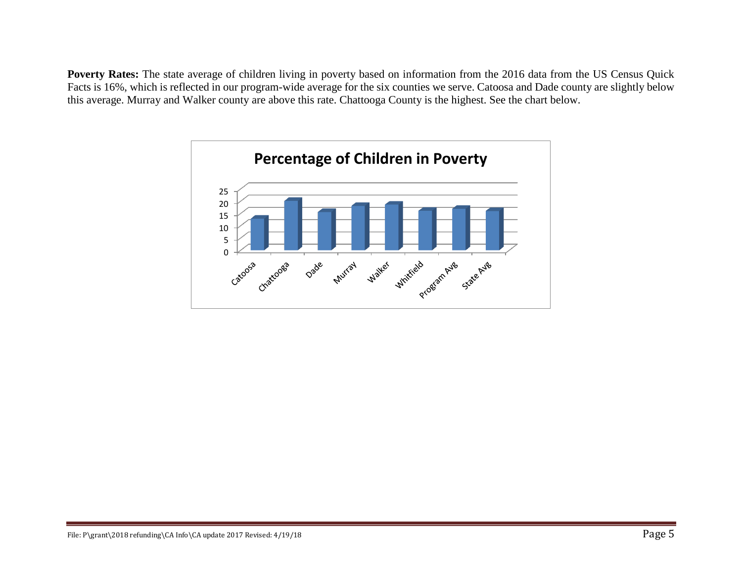**Poverty Rates:** The state average of children living in poverty based on information from the 2016 data from the US Census Quick Facts is 16%, which is reflected in our program-wide average for the six counties we serve. Catoosa and Dade county are slightly below this average. Murray and Walker county are above this rate. Chattooga County is the highest. See the chart below.

**Percentage of Children in Poverty**

| | Catoosa | Chattooga | Dade | Murray | Walker | Whitfield | Program Avg | State Avg |
|---|---|---|---|---|---|---|---|---|
| Percentage | ~13 | ~20 | ~15.5 | ~18 | ~18.5 | ~16 | ~17 | ~16 |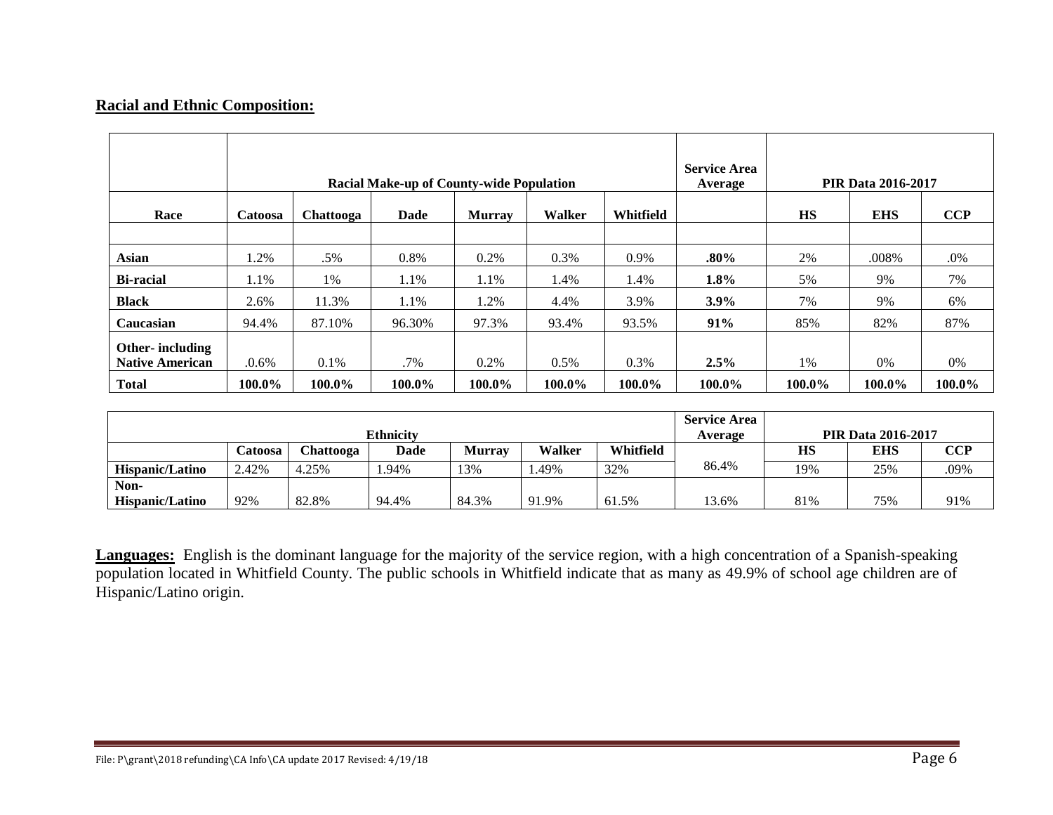**Racial and Ethnic Composition:**

| | Racial Make-up of County-wide Population | | | | | | Service Area Average | PIR Data 2016-2017 | | |
|---|---|---|---|---|---|---|---|---|---|---|
| **Race** | **Catoosa** | **Chattooga** | **Dade** | **Murray** | **Walker** | **Whitfield** | | **HS** | **EHS** | **CCP** |
| | | | | | | | | | | |
| **Asian** | 1.2% | .5% | 0.8% | 0.2% | 0.3% | 0.9% | **.80%** | 2% | .008% | .0% |
| **Bi-racial** | 1.1% | 1% | 1.1% | 1.1% | 1.4% | 1.4% | **1.8%** | 5% | 9% | 7% |
| **Black** | 2.6% | 11.3% | 1.1% | 1.2% | 4.4% | 3.9% | **3.9%** | 7% | 9% | 6% |
| **Caucasian** | 94.4% | 87.10% | 96.30% | 97.3% | 93.4% | 93.5% | **91%** | 85% | 82% | 87% |
| **Other- including Native American** | .0.6% | 0.1% | .7% | 0.2% | 0.5% | 0.3% | **2.5%** | 1% | 0% | 0% |
| **Total** | **100.0%** | **100.0%** | **100.0%** | **100.0%** | **100.0%** | **100.0%** | **100.0%** | **100.0%** | **100.0%** | **100.0%** |

| Ethnicity | | | | | | | Service Area Average | PIR Data 2016-2017 | | |
|---|---|---|---|---|---|---|---|---|---|---|
| | **Catoosa** | **Chattooga** | **Dade** | **Murray** | **Walker** | **Whitfield** | | **HS** | **EHS** | **CCP** |
| **Hispanic/Latino** | 2.42% | 4.25% | 1.94% | 13% | 1.49% | 32% | 86.4% | 19% | 25% | .09% |
| **Non-Hispanic/Latino** | 92% | 82.8% | 94.4% | 84.3% | 91.9% | 61.5% | 13.6% | 81% | 75% | 91% |

**Languages:** English is the dominant language for the majority of the service region, with a high concentration of a Spanish-speaking population located in Whitfield County. The public schools in Whitfield indicate that as many as 49.9% of school age children are of Hispanic/Latino origin.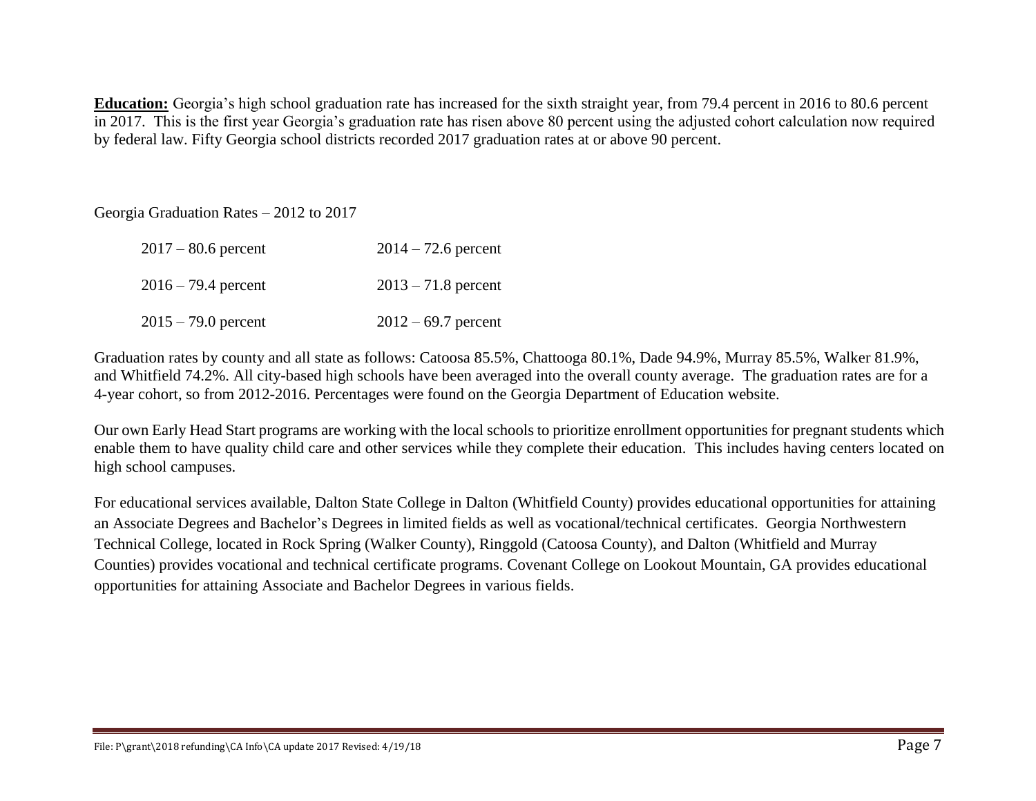**Education:** Georgia's high school graduation rate has increased for the sixth straight year, from 79.4 percent in 2016 to 80.6 percent in 2017. This is the first year Georgia's graduation rate has risen above 80 percent using the adjusted cohort calculation now required by federal law. Fifty Georgia school districts recorded 2017 graduation rates at or above 90 percent.

Georgia Graduation Rates – 2012 to 2017

| | |
|---|---|
| 2017 – 80.6 percent | 2014 – 72.6 percent |
| 2016 – 79.4 percent | 2013 – 71.8 percent |
| 2015 – 79.0 percent | 2012 – 69.7 percent |

Graduation rates by county and all state as follows: Catoosa 85.5%, Chattooga 80.1%, Dade 94.9%, Murray 85.5%, Walker 81.9%, and Whitfield 74.2%. All city-based high schools have been averaged into the overall county average. The graduation rates are for a 4-year cohort, so from 2012-2016. Percentages were found on the Georgia Department of Education website.

Our own Early Head Start programs are working with the local schools to prioritize enrollment opportunities for pregnant students which enable them to have quality child care and other services while they complete their education. This includes having centers located on high school campuses.

For educational services available, Dalton State College in Dalton (Whitfield County) provides educational opportunities for attaining an Associate Degrees and Bachelor's Degrees in limited fields as well as vocational/technical certificates. Georgia Northwestern Technical College, located in Rock Spring (Walker County), Ringgold (Catoosa County), and Dalton (Whitfield and Murray Counties) provides vocational and technical certificate programs. Covenant College on Lookout Mountain, GA provides educational opportunities for attaining Associate and Bachelor Degrees in various fields.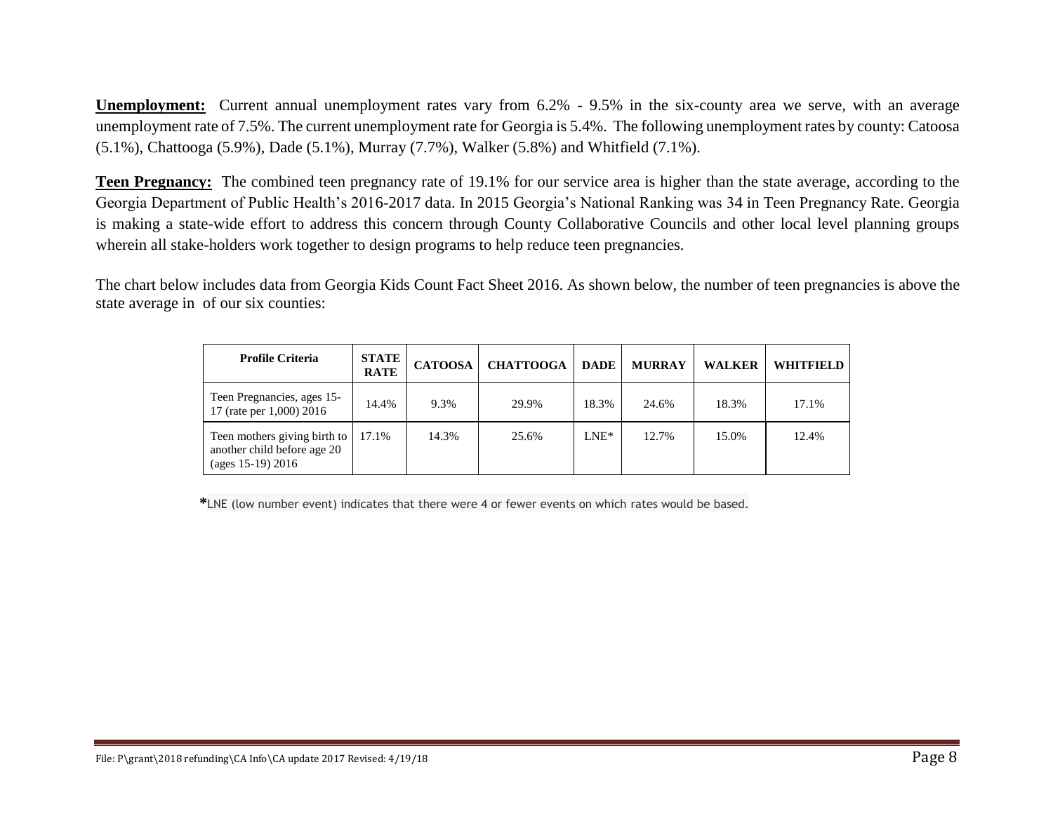**Unemployment:** Current annual unemployment rates vary from 6.2% - 9.5% in the six-county area we serve, with an average unemployment rate of 7.5%. The current unemployment rate for Georgia is 5.4%. The following unemployment rates by county: Catoosa (5.1%), Chattooga (5.9%), Dade (5.1%), Murray (7.7%), Walker (5.8%) and Whitfield (7.1%).

**Teen Pregnancy:** The combined teen pregnancy rate of 19.1% for our service area is higher than the state average, according to the Georgia Department of Public Health's 2016-2017 data. In 2015 Georgia's National Ranking was 34 in Teen Pregnancy Rate. Georgia is making a state-wide effort to address this concern through County Collaborative Councils and other local level planning groups wherein all stake-holders work together to design programs to help reduce teen pregnancies.

The chart below includes data from Georgia Kids Count Fact Sheet 2016. As shown below, the number of teen pregnancies is above the state average in of our six counties:

| Profile Criteria | STATE RATE | CATOOSA | CHATTOOGA | DADE | MURRAY | WALKER | WHITFIELD |
|---|---|---|---|---|---|---|---|
| Teen Pregnancies, ages 15-17 (rate per 1,000) 2016 | 14.4% | 9.3% | 29.9% | 18.3% | 24.6% | 18.3% | 17.1% |
| Teen mothers giving birth to another child before age 20 (ages 15-19) 2016 | 17.1% | 14.3% | 25.6% | LNE* | 12.7% | 15.0% | 12.4% |

*LNE (low number event) indicates that there were 4 or fewer events on which rates would be based.

File: P\grant\2018 refunding\CA Info\CA update 2017 Revised: 4/19/18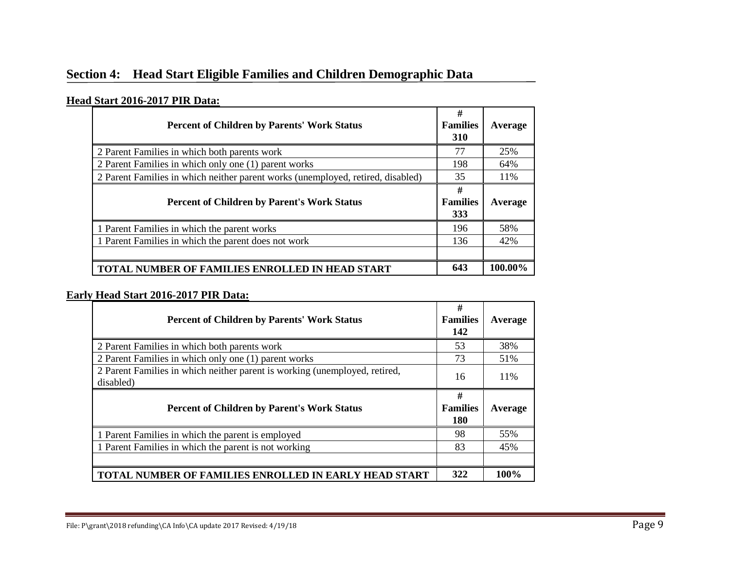## Section 4: Head Start Eligible Families and Children Demographic Data

**Head Start 2016-2017 PIR Data:**

| Percent of Children by Parents' Work Status | # Families 310 | Average |
|---|---|---|
| 2 Parent Families in which both parents work | 77 | 25% |
| 2 Parent Families in which only one (1) parent works | 198 | 64% |
| 2 Parent Families in which neither parent works (unemployed, retired, disabled) | 35 | 11% |
| **Percent of Children by Parent's Work Status** | **# Families 333** | **Average** |
| 1 Parent Families in which the parent works | 196 | 58% |
| 1 Parent Families in which the parent does not work | 136 | 42% |
| | | |
| **TOTAL NUMBER OF FAMILIES ENROLLED IN HEAD START** | **643** | **100.00%** |

**Early Head Start 2016-2017 PIR Data:**

| Percent of Children by Parents' Work Status | # Families 142 | Average |
|---|---|---|
| 2 Parent Families in which both parents work | 53 | 38% |
| 2 Parent Families in which only one (1) parent works | 73 | 51% |
| 2 Parent Families in which neither parent is working (unemployed, retired, disabled) | 16 | 11% |
| **Percent of Children by Parent's Work Status** | **# Families 180** | **Average** |
| 1 Parent Families in which the parent is employed | 98 | 55% |
| 1 Parent Families in which the parent is not working | 83 | 45% |
| | | |
| **TOTAL NUMBER OF FAMILIES ENROLLED IN EARLY HEAD START** | **322** | **100%** |

File: P\grant\2018 refunding\CA Info\CA update 2017 Revised: 4/19/18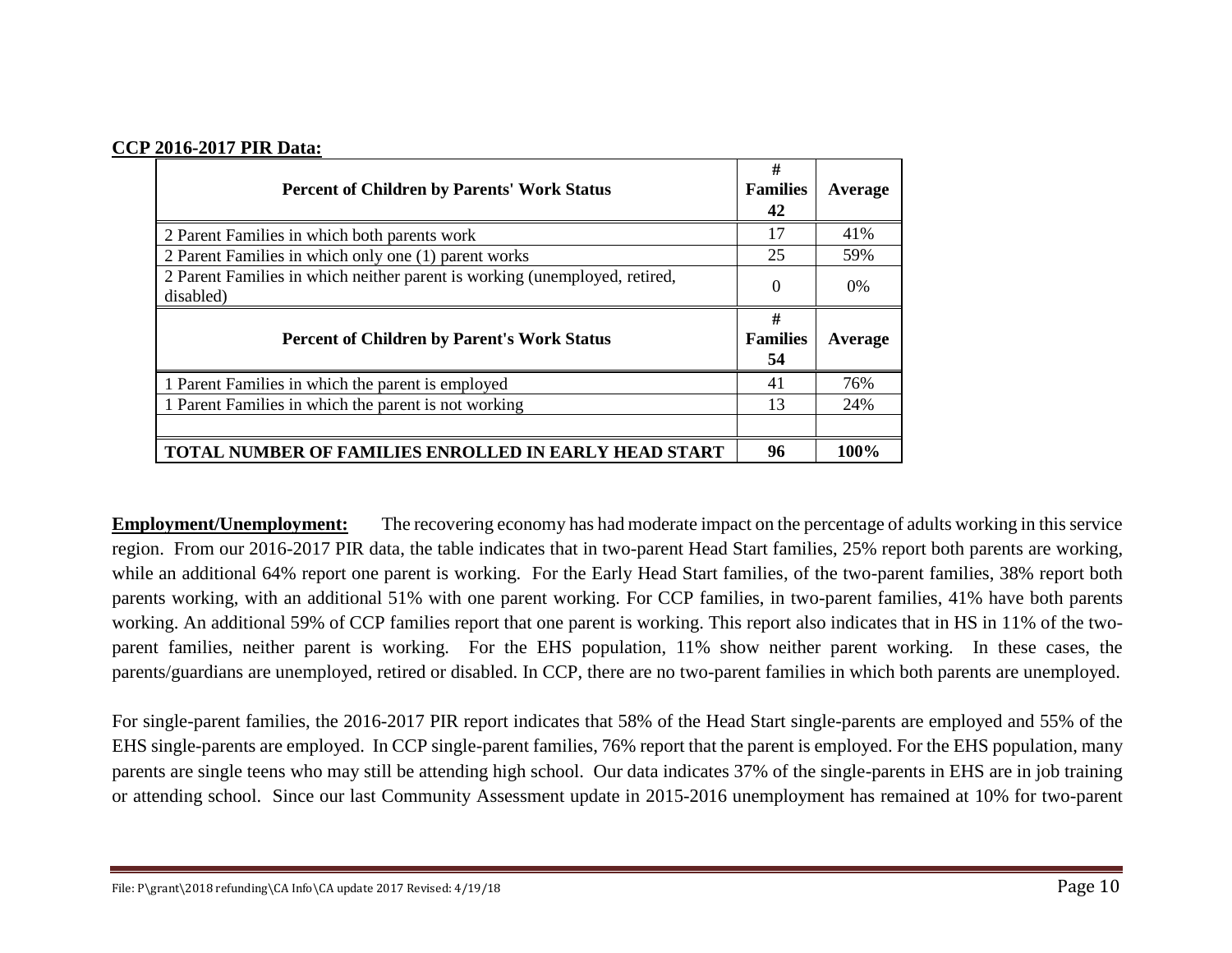**CCP 2016-2017 PIR Data:**

| Percent of Children by Parents' Work Status | # Families 42 | Average |
|---|---|---|
| 2 Parent Families in which both parents work | 17 | 41% |
| 2 Parent Families in which only one (1) parent works | 25 | 59% |
| 2 Parent Families in which neither parent is working (unemployed, retired, disabled) | 0 | 0% |
| **Percent of Children by Parent's Work Status** | **# Families 54** | **Average** |
| 1 Parent Families in which the parent is employed | 41 | 76% |
| 1 Parent Families in which the parent is not working | 13 | 24% |
| | | |
| **TOTAL NUMBER OF FAMILIES ENROLLED IN EARLY HEAD START** | **96** | **100%** |

**Employment/Unemployment:** The recovering economy has had moderate impact on the percentage of adults working in this service region. From our 2016-2017 PIR data, the table indicates that in two-parent Head Start families, 25% report both parents are working, while an additional 64% report one parent is working. For the Early Head Start families, of the two-parent families, 38% report both parents working, with an additional 51% with one parent working. For CCP families, in two-parent families, 41% have both parents working. An additional 59% of CCP families report that one parent is working. This report also indicates that in HS in 11% of the two-parent families, neither parent is working. For the EHS population, 11% show neither parent working. In these cases, the parents/guardians are unemployed, retired or disabled. In CCP, there are no two-parent families in which both parents are unemployed.

For single-parent families, the 2016-2017 PIR report indicates that 58% of the Head Start single-parents are employed and 55% of the EHS single-parents are employed. In CCP single-parent families, 76% report that the parent is employed. For the EHS population, many parents are single teens who may still be attending high school. Our data indicates 37% of the single-parents in EHS are in job training or attending school. Since our last Community Assessment update in 2015-2016 unemployment has remained at 10% for two-parent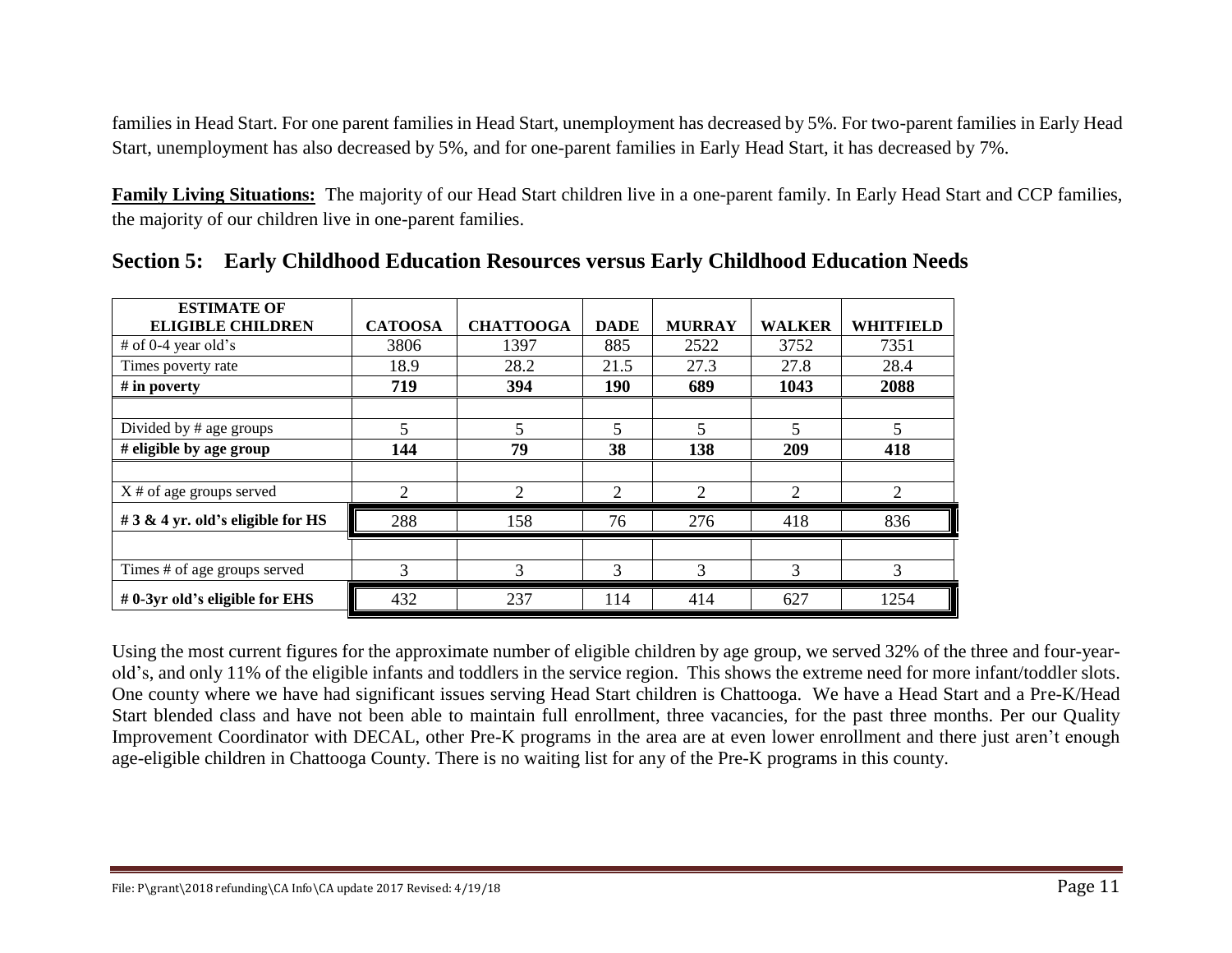families in Head Start. For one parent families in Head Start, unemployment has decreased by 5%. For two-parent families in Early Head Start, unemployment has also decreased by 5%, and for one-parent families in Early Head Start, it has decreased by 7%.

**Family Living Situations:** The majority of our Head Start children live in a one-parent family. In Early Head Start and CCP families, the majority of our children live in one-parent families.

## Section 5: Early Childhood Education Resources versus Early Childhood Education Needs

| ESTIMATE OF ELIGIBLE CHILDREN | CATOOSA | CHATTOOGA | DADE | MURRAY | WALKER | WHITFIELD |
|---|---|---|---|---|---|---|
| # of 0-4 year old's | 3806 | 1397 | 885 | 2522 | 3752 | 7351 |
| Times poverty rate | 18.9 | 28.2 | 21.5 | 27.3 | 27.8 | 28.4 |
| **# in poverty** | **719** | **394** | **190** | **689** | **1043** | **2088** |
| | | | | | | |
| Divided by # age groups | 5 | 5 | 5 | 5 | 5 | 5 |
| **# eligible by age group** | **144** | **79** | **38** | **138** | **209** | **418** |
| | | | | | | |
| X # of age groups served | 2 | 2 | 2 | 2 | 2 | 2 |
| **# 3 & 4 yr. old's eligible for HS** | 288 | 158 | 76 | 276 | 418 | 836 |
| | | | | | | |
| Times # of age groups served | 3 | 3 | 3 | 3 | 3 | 3 |
| **# 0-3yr old's eligible for EHS** | 432 | 237 | 114 | 414 | 627 | 1254 |

Using the most current figures for the approximate number of eligible children by age group, we served 32% of the three and four-year-old's, and only 11% of the eligible infants and toddlers in the service region. This shows the extreme need for more infant/toddler slots. One county where we have had significant issues serving Head Start children is Chattooga. We have a Head Start and a Pre-K/Head Start blended class and have not been able to maintain full enrollment, three vacancies, for the past three months. Per our Quality Improvement Coordinator with DECAL, other Pre-K programs in the area are at even lower enrollment and there just aren't enough age-eligible children in Chattooga County. There is no waiting list for any of the Pre-K programs in this county.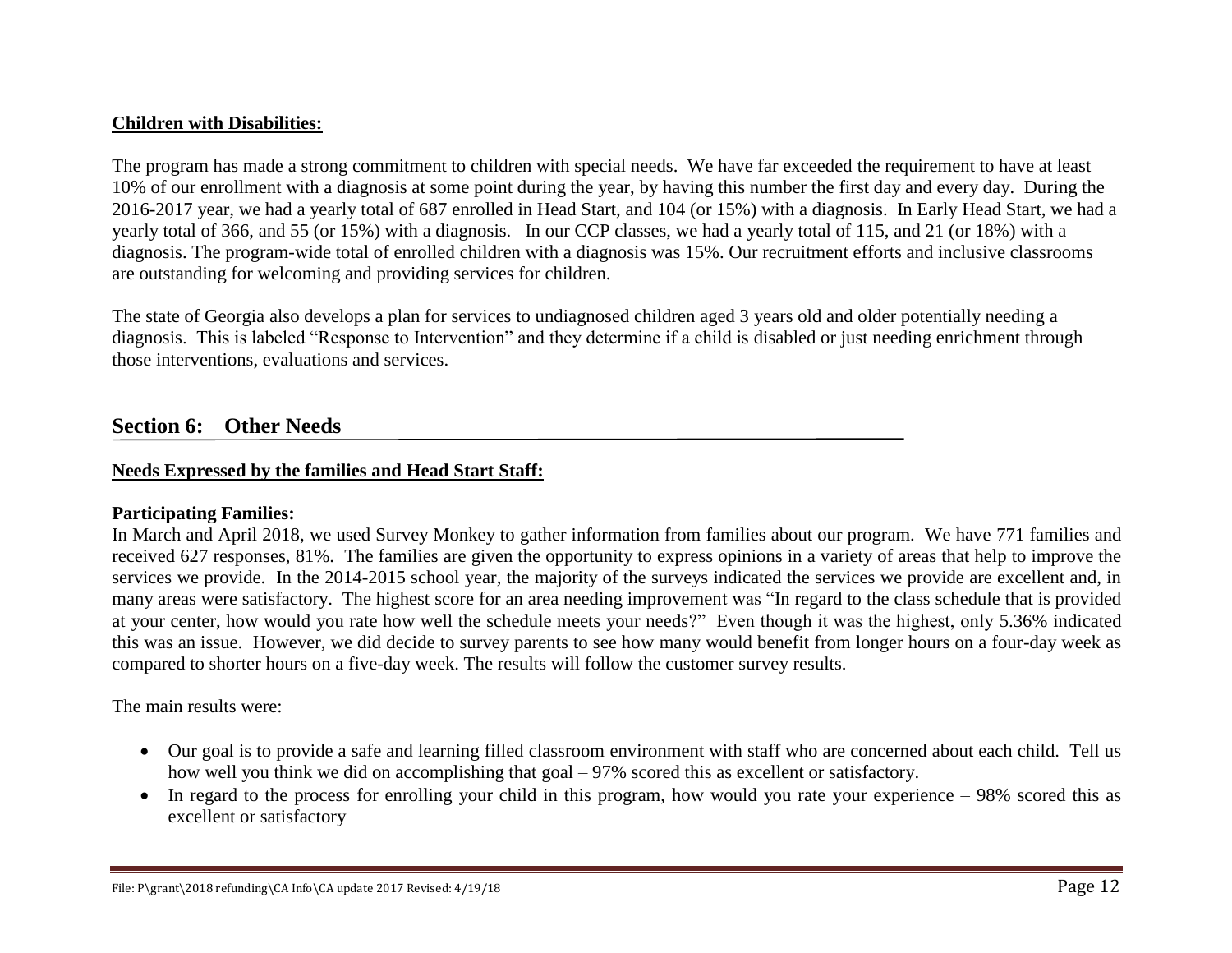**Children with Disabilities:**

The program has made a strong commitment to children with special needs. We have far exceeded the requirement to have at least 10% of our enrollment with a diagnosis at some point during the year, by having this number the first day and every day. During the 2016-2017 year, we had a yearly total of 687 enrolled in Head Start, and 104 (or 15%) with a diagnosis. In Early Head Start, we had a yearly total of 366, and 55 (or 15%) with a diagnosis. In our CCP classes, we had a yearly total of 115, and 21 (or 18%) with a diagnosis. The program-wide total of enrolled children with a diagnosis was 15%. Our recruitment efforts and inclusive classrooms are outstanding for welcoming and providing services for children.

The state of Georgia also develops a plan for services to undiagnosed children aged 3 years old and older potentially needing a diagnosis. This is labeled "Response to Intervention" and they determine if a child is disabled or just needing enrichment through those interventions, evaluations and services.

## Section 6: Other Needs

**Needs Expressed by the families and Head Start Staff:**

**Participating Families:**

In March and April 2018, we used Survey Monkey to gather information from families about our program. We have 771 families and received 627 responses, 81%. The families are given the opportunity to express opinions in a variety of areas that help to improve the services we provide. In the 2014-2015 school year, the majority of the surveys indicated the services we provide are excellent and, in many areas were satisfactory. The highest score for an area needing improvement was "In regard to the class schedule that is provided at your center, how would you rate how well the schedule meets your needs?" Even though it was the highest, only 5.36% indicated this was an issue. However, we did decide to survey parents to see how many would benefit from longer hours on a four-day week as compared to shorter hours on a five-day week. The results will follow the customer survey results.

The main results were:

- Our goal is to provide a safe and learning filled classroom environment with staff who are concerned about each child. Tell us how well you think we did on accomplishing that goal – 97% scored this as excellent or satisfactory.
- In regard to the process for enrolling your child in this program, how would you rate your experience – 98% scored this as excellent or satisfactory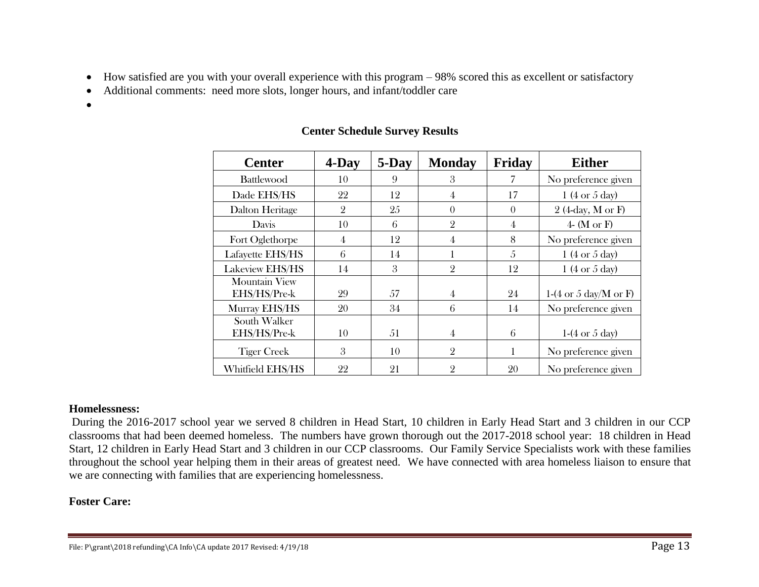- How satisfied are you with your overall experience with this program – 98% scored this as excellent or satisfactory
- Additional comments: need more slots, longer hours, and infant/toddler care
-

**Center Schedule Survey Results**

| Center | 4-Day | 5-Day | Monday | Friday | Either |
|---|---|---|---|---|---|
| Battlewood | 10 | 9 | 3 | 7 | No preference given |
| Dade EHS/HS | 22 | 12 | 4 | 17 | 1 (4 or 5 day) |
| Dalton Heritage | 2 | 25 | 0 | 0 | 2 (4-day, M or F) |
| Davis | 10 | 6 | 2 | 4 | 4- (M or F) |
| Fort Oglethorpe | 4 | 12 | 4 | 8 | No preference given |
| Lafayette EHS/HS | 6 | 14 | 1 | 5 | 1 (4 or 5 day) |
| Lakeview EHS/HS | 14 | 3 | 2 | 12 | 1 (4 or 5 day) |
| Mountain View EHS/HS/Pre-k | 29 | 57 | 4 | 24 | 1-(4 or 5 day/M or F) |
| Murray EHS/HS | 20 | 34 | 6 | 14 | No preference given |
| South Walker EHS/HS/Pre-k | 10 | 51 | 4 | 6 | 1-(4 or 5 day) |
| Tiger Creek | 3 | 10 | 2 | 1 | No preference given |
| Whitfield EHS/HS | 22 | 21 | 2 | 20 | No preference given |

**Homelessness:**

During the 2016-2017 school year we served 8 children in Head Start, 10 children in Early Head Start and 3 children in our CCP classrooms that had been deemed homeless. The numbers have grown thorough out the 2017-2018 school year: 18 children in Head Start, 12 children in Early Head Start and 3 children in our CCP classrooms. Our Family Service Specialists work with these families throughout the school year helping them in their areas of greatest need. We have connected with area homeless liaison to ensure that we are connecting with families that are experiencing homelessness.

**Foster Care:**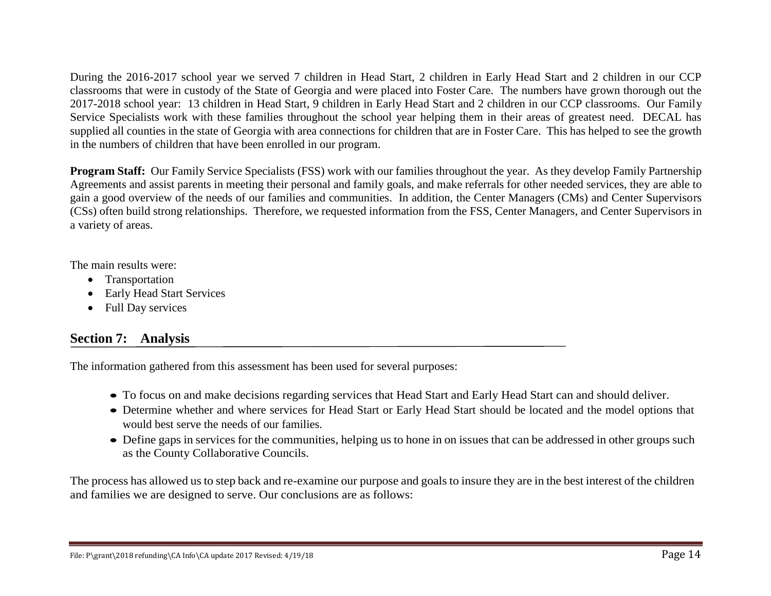During the 2016-2017 school year we served 7 children in Head Start, 2 children in Early Head Start and 2 children in our CCP classrooms that were in custody of the State of Georgia and were placed into Foster Care. The numbers have grown thorough out the 2017-2018 school year: 13 children in Head Start, 9 children in Early Head Start and 2 children in our CCP classrooms. Our Family Service Specialists work with these families throughout the school year helping them in their areas of greatest need. DECAL has supplied all counties in the state of Georgia with area connections for children that are in Foster Care. This has helped to see the growth in the numbers of children that have been enrolled in our program.

**Program Staff:** Our Family Service Specialists (FSS) work with our families throughout the year. As they develop Family Partnership Agreements and assist parents in meeting their personal and family goals, and make referrals for other needed services, they are able to gain a good overview of the needs of our families and communities. In addition, the Center Managers (CMs) and Center Supervisors (CSs) often build strong relationships. Therefore, we requested information from the FSS, Center Managers, and Center Supervisors in a variety of areas.

The main results were:

- Transportation
- Early Head Start Services
- Full Day services

## Section 7: Analysis

The information gathered from this assessment has been used for several purposes:

- To focus on and make decisions regarding services that Head Start and Early Head Start can and should deliver.
- Determine whether and where services for Head Start or Early Head Start should be located and the model options that would best serve the needs of our families.
- Define gaps in services for the communities, helping us to hone in on issues that can be addressed in other groups such as the County Collaborative Councils.

The process has allowed us to step back and re-examine our purpose and goals to insure they are in the best interest of the children and families we are designed to serve. Our conclusions are as follows: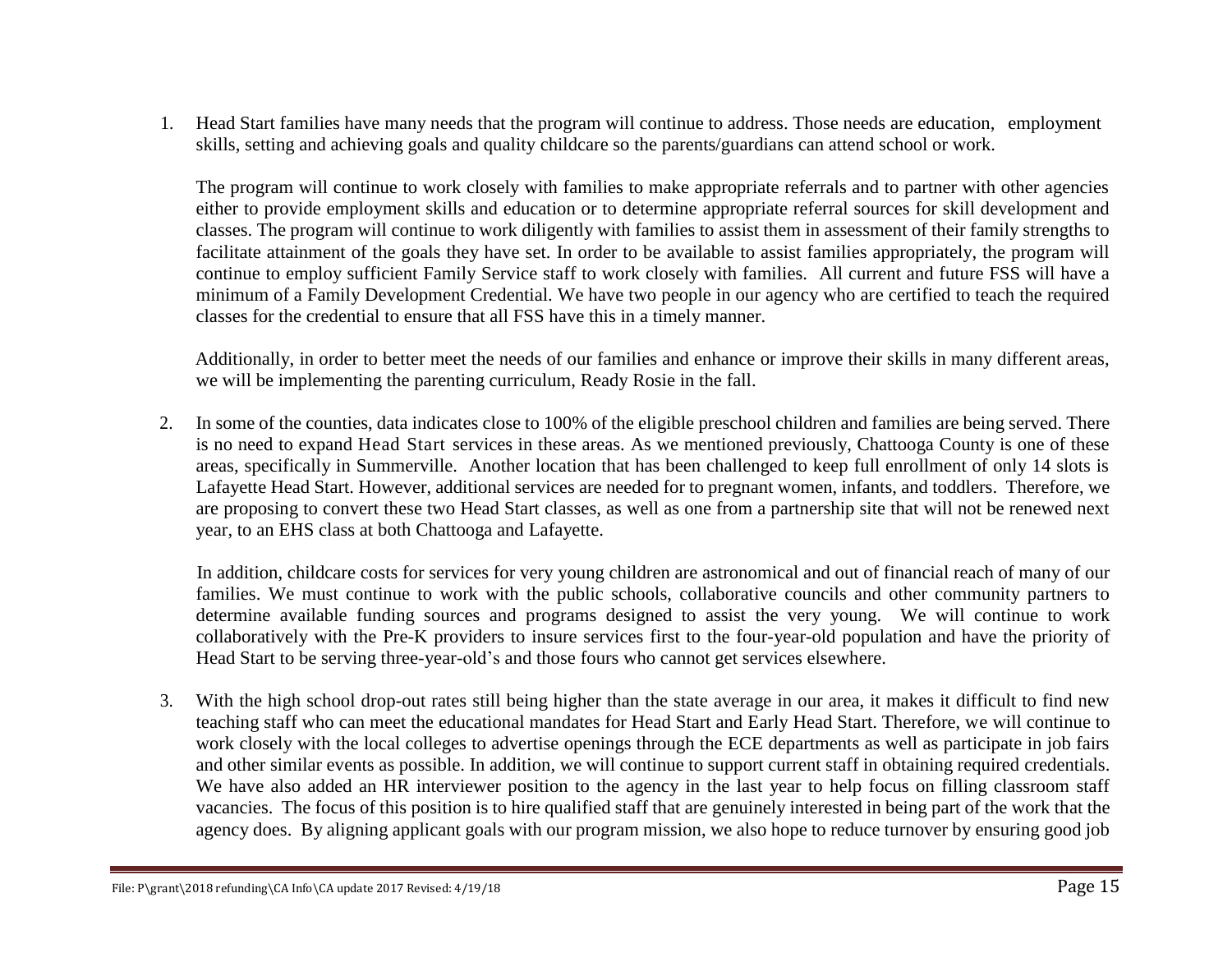1. Head Start families have many needs that the program will continue to address. Those needs are education, employment skills, setting and achieving goals and quality childcare so the parents/guardians can attend school or work.

   The program will continue to work closely with families to make appropriate referrals and to partner with other agencies either to provide employment skills and education or to determine appropriate referral sources for skill development and classes. The program will continue to work diligently with families to assist them in assessment of their family strengths to facilitate attainment of the goals they have set. In order to be available to assist families appropriately, the program will continue to employ sufficient Family Service staff to work closely with families. All current and future FSS will have a minimum of a Family Development Credential. We have two people in our agency who are certified to teach the required classes for the credential to ensure that all FSS have this in a timely manner.

   Additionally, in order to better meet the needs of our families and enhance or improve their skills in many different areas, we will be implementing the parenting curriculum, Ready Rosie in the fall.

2. In some of the counties, data indicates close to 100% of the eligible preschool children and families are being served. There is no need to expand Head Start services in these areas. As we mentioned previously, Chattooga County is one of these areas, specifically in Summerville. Another location that has been challenged to keep full enrollment of only 14 slots is Lafayette Head Start. However, additional services are needed for to pregnant women, infants, and toddlers. Therefore, we are proposing to convert these two Head Start classes, as well as one from a partnership site that will not be renewed next year, to an EHS class at both Chattooga and Lafayette.

   In addition, childcare costs for services for very young children are astronomical and out of financial reach of many of our families. We must continue to work with the public schools, collaborative councils and other community partners to determine available funding sources and programs designed to assist the very young. We will continue to work collaboratively with the Pre-K providers to insure services first to the four-year-old population and have the priority of Head Start to be serving three-year-old's and those fours who cannot get services elsewhere.

3. With the high school drop-out rates still being higher than the state average in our area, it makes it difficult to find new teaching staff who can meet the educational mandates for Head Start and Early Head Start. Therefore, we will continue to work closely with the local colleges to advertise openings through the ECE departments as well as participate in job fairs and other similar events as possible. In addition, we will continue to support current staff in obtaining required credentials. We have also added an HR interviewer position to the agency in the last year to help focus on filling classroom staff vacancies. The focus of this position is to hire qualified staff that are genuinely interested in being part of the work that the agency does. By aligning applicant goals with our program mission, we also hope to reduce turnover by ensuring good job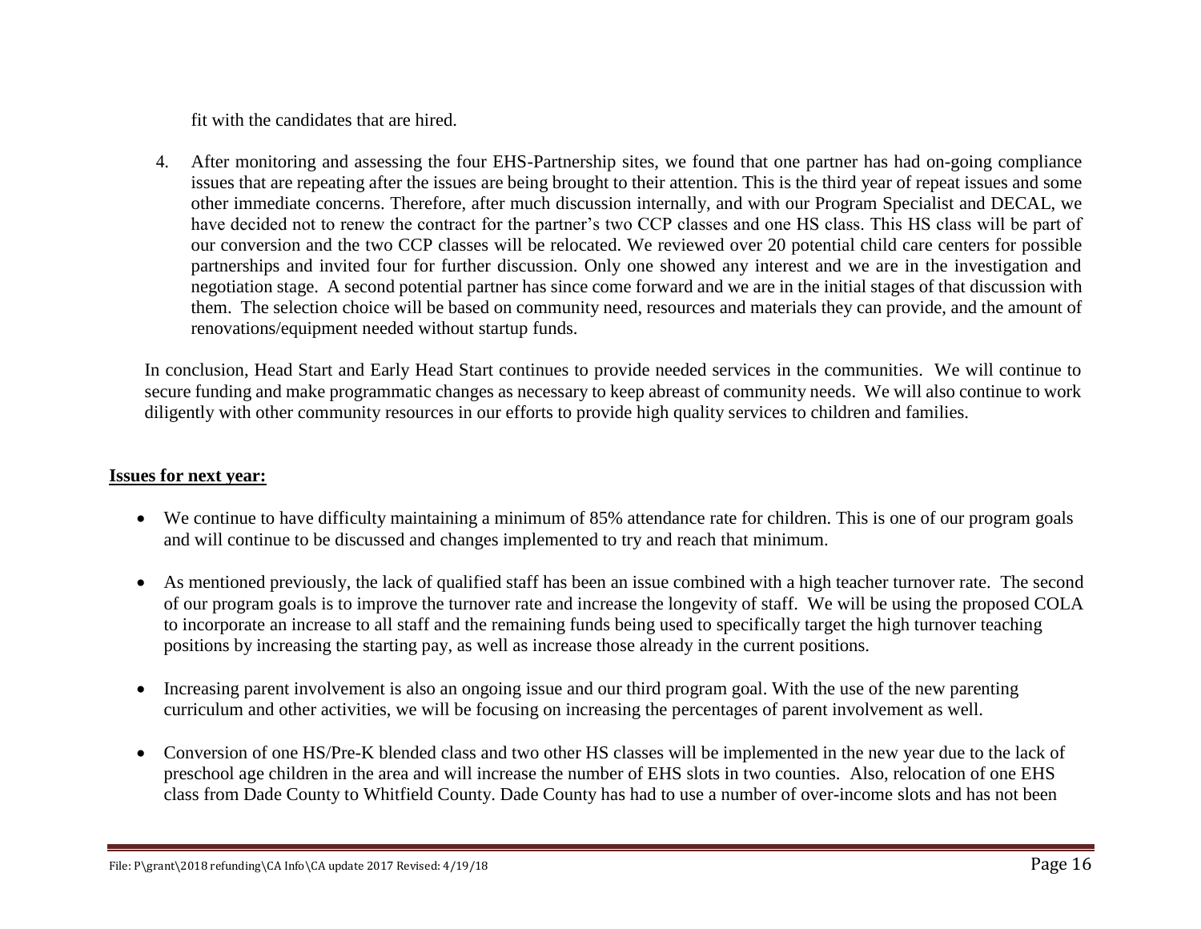fit with the candidates that are hired.

4. After monitoring and assessing the four EHS-Partnership sites, we found that one partner has had on-going compliance issues that are repeating after the issues are being brought to their attention. This is the third year of repeat issues and some other immediate concerns. Therefore, after much discussion internally, and with our Program Specialist and DECAL, we have decided not to renew the contract for the partner's two CCP classes and one HS class. This HS class will be part of our conversion and the two CCP classes will be relocated. We reviewed over 20 potential child care centers for possible partnerships and invited four for further discussion. Only one showed any interest and we are in the investigation and negotiation stage. A second potential partner has since come forward and we are in the initial stages of that discussion with them. The selection choice will be based on community need, resources and materials they can provide, and the amount of renovations/equipment needed without startup funds.

In conclusion, Head Start and Early Head Start continues to provide needed services in the communities. We will continue to secure funding and make programmatic changes as necessary to keep abreast of community needs. We will also continue to work diligently with other community resources in our efforts to provide high quality services to children and families.

**Issues for next year:**

- We continue to have difficulty maintaining a minimum of 85% attendance rate for children. This is one of our program goals and will continue to be discussed and changes implemented to try and reach that minimum.
- As mentioned previously, the lack of qualified staff has been an issue combined with a high teacher turnover rate. The second of our program goals is to improve the turnover rate and increase the longevity of staff. We will be using the proposed COLA to incorporate an increase to all staff and the remaining funds being used to specifically target the high turnover teaching positions by increasing the starting pay, as well as increase those already in the current positions.
- Increasing parent involvement is also an ongoing issue and our third program goal. With the use of the new parenting curriculum and other activities, we will be focusing on increasing the percentages of parent involvement as well.
- Conversion of one HS/Pre-K blended class and two other HS classes will be implemented in the new year due to the lack of preschool age children in the area and will increase the number of EHS slots in two counties. Also, relocation of one EHS class from Dade County to Whitfield County. Dade County has had to use a number of over-income slots and has not been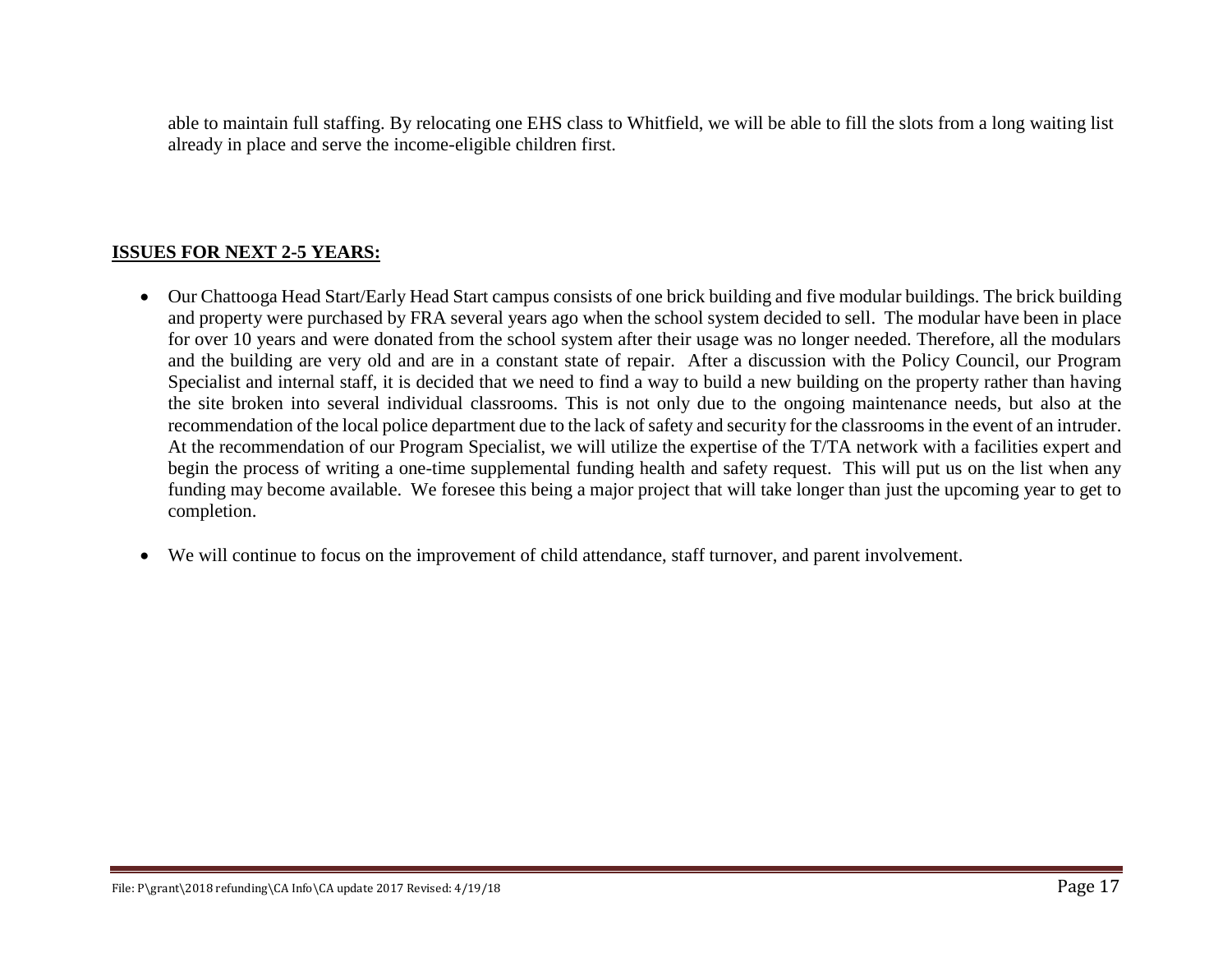able to maintain full staffing. By relocating one EHS class to Whitfield, we will be able to fill the slots from a long waiting list already in place and serve the income-eligible children first.

**ISSUES FOR NEXT 2-5 YEARS:**

- Our Chattooga Head Start/Early Head Start campus consists of one brick building and five modular buildings. The brick building and property were purchased by FRA several years ago when the school system decided to sell. The modular have been in place for over 10 years and were donated from the school system after their usage was no longer needed. Therefore, all the modulars and the building are very old and are in a constant state of repair. After a discussion with the Policy Council, our Program Specialist and internal staff, it is decided that we need to find a way to build a new building on the property rather than having the site broken into several individual classrooms. This is not only due to the ongoing maintenance needs, but also at the recommendation of the local police department due to the lack of safety and security for the classrooms in the event of an intruder. At the recommendation of our Program Specialist, we will utilize the expertise of the T/TA network with a facilities expert and begin the process of writing a one-time supplemental funding health and safety request. This will put us on the list when any funding may become available. We foresee this being a major project that will take longer than just the upcoming year to get to completion.

- We will continue to focus on the improvement of child attendance, staff turnover, and parent involvement.